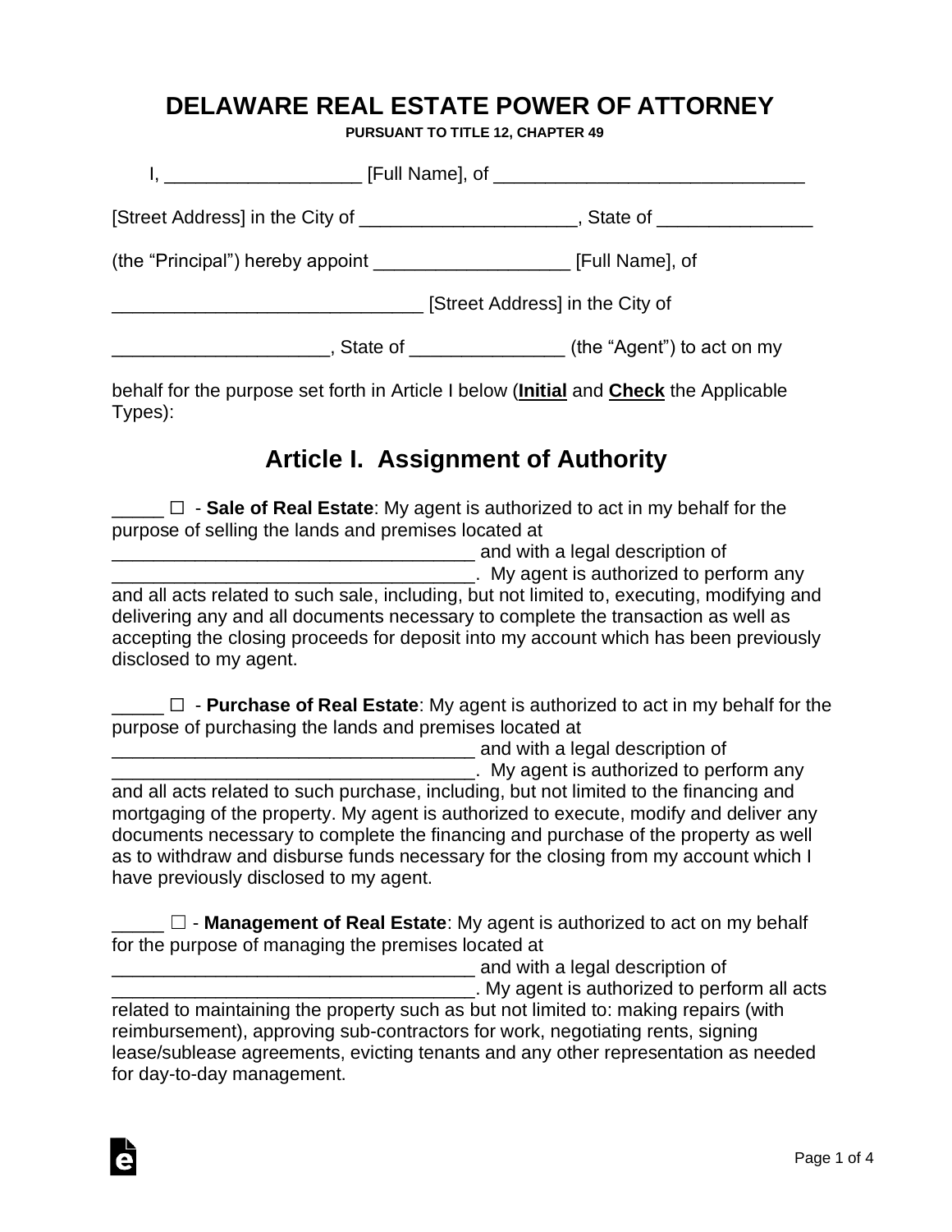# DELAWARE REAL ESTATE POWER OF ATTORNEY

**PURSUANT TO TITLE 12, CHAPTER 49**

I, ___________________ [Full Name], of ______________________________ [Street Address] in the City of _____________________, State of _______________ (the "Principal") hereby appoint ___________________ [Full Name], of ______________________________ [Street Address] in the City of _____________________, State of _______________ (the "Agent") to act on my behalf for the purpose set forth in Article I below (**Initial** and **Check** the Applicable Types):

## Article I. Assignment of Authority

_____ ☐ - **Sale of Real Estate**: My agent is authorized to act in my behalf for the purpose of selling the lands and premises located at ____________________________________ and with a legal description of ____________________________________. My agent is authorized to perform any and all acts related to such sale, including, but not limited to, executing, modifying and delivering any and all documents necessary to complete the transaction as well as accepting the closing proceeds for deposit into my account which has been previously disclosed to my agent.

_____ ☐ - **Purchase of Real Estate**: My agent is authorized to act in my behalf for the purpose of purchasing the lands and premises located at ____________________________________ and with a legal description of ____________________________________. My agent is authorized to perform any and all acts related to such purchase, including, but not limited to the financing and mortgaging of the property. My agent is authorized to execute, modify and deliver any documents necessary to complete the financing and purchase of the property as well as to withdraw and disburse funds necessary for the closing from my account which I have previously disclosed to my agent.

_____ ☐ - **Management of Real Estate**: My agent is authorized to act on my behalf for the purpose of managing the premises located at ____________________________________ and with a legal description of ____________________________________. My agent is authorized to perform all acts related to maintaining the property such as but not limited to: making repairs (with reimbursement), approving sub-contractors for work, negotiating rents, signing lease/sublease agreements, evicting tenants and any other representation as needed for day-to-day management.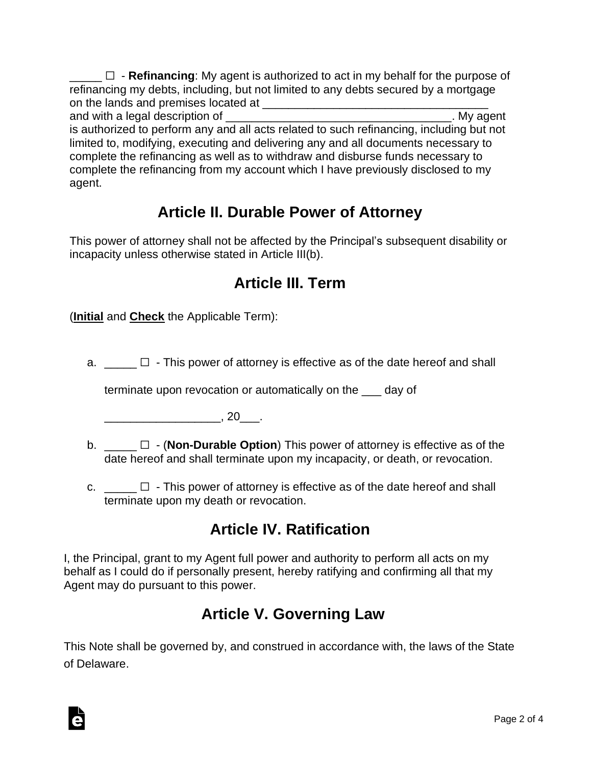_____ ☐ - **Refinancing**: My agent is authorized to act in my behalf for the purpose of refinancing my debts, including, but not limited to any debts secured by a mortgage on the lands and premises located at ___________________________________ and with a legal description of ___________________________________. My agent is authorized to perform any and all acts related to such refinancing, including but not limited to, modifying, executing and delivering any and all documents necessary to complete the refinancing as well as to withdraw and disburse funds necessary to complete the refinancing from my account which I have previously disclosed to my agent.

## Article II. Durable Power of Attorney

This power of attorney shall not be affected by the Principal's subsequent disability or incapacity unless otherwise stated in Article III(b).

## Article III. Term

(**Initial** and **Check** the Applicable Term):

a. _____ ☐ - This power of attorney is effective as of the date hereof and shall terminate upon revocation or automatically on the ___ day of __________________, 20___.

b. _____ ☐ - (**Non-Durable Option**) This power of attorney is effective as of the date hereof and shall terminate upon my incapacity, or death, or revocation.

c. _____ ☐ - This power of attorney is effective as of the date hereof and shall terminate upon my death or revocation.

## Article IV. Ratification

I, the Principal, grant to my Agent full power and authority to perform all acts on my behalf as I could do if personally present, hereby ratifying and confirming all that my Agent may do pursuant to this power.

## Article V. Governing Law

This Note shall be governed by, and construed in accordance with, the laws of the State of Delaware.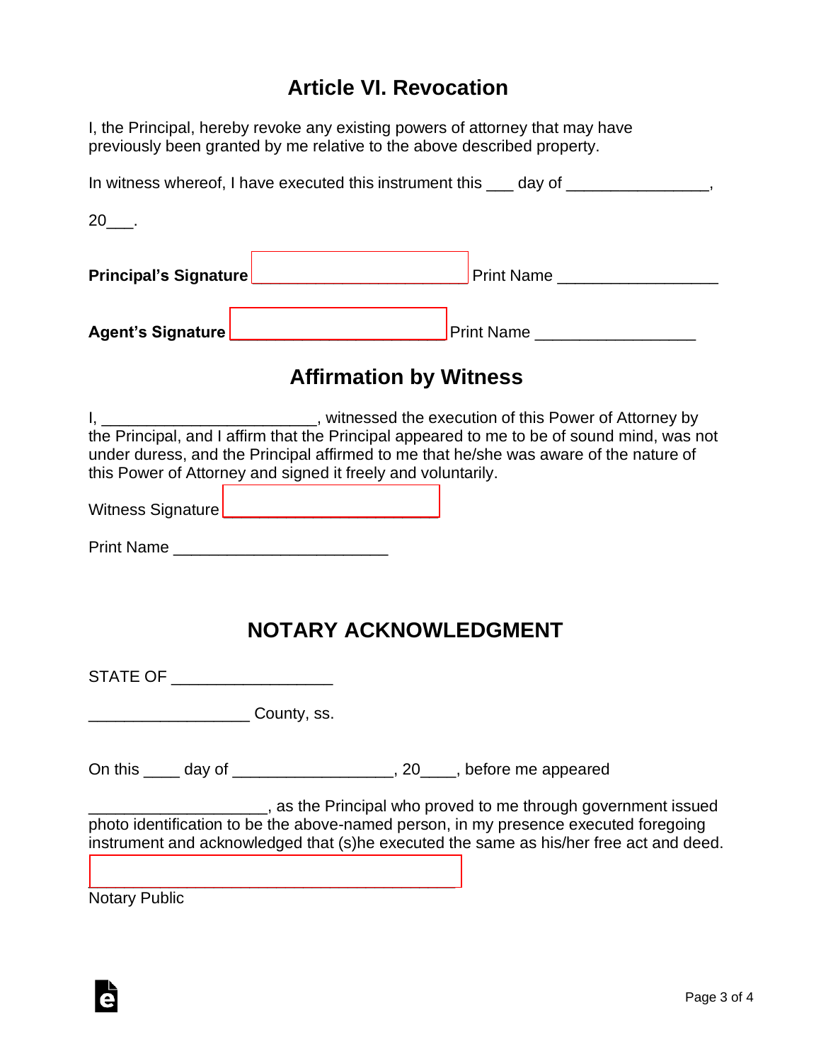## Article VI. Revocation

I, the Principal, hereby revoke any existing powers of attorney that may have previously been granted by me relative to the above described property.

In witness whereof, I have executed this instrument this ___ day of ________________,

20___.

**Principal's Signature** ________________________ Print Name __________________

**Agent's Signature** ________________________ Print Name __________________

## Affirmation by Witness

I, ________________________, witnessed the execution of this Power of Attorney by the Principal, and I affirm that the Principal appeared to me to be of sound mind, was not under duress, and the Principal affirmed to me that he/she was aware of the nature of this Power of Attorney and signed it freely and voluntarily.

Witness Signature ________________________

Print Name ________________________

## NOTARY ACKNOWLEDGMENT

STATE OF __________________

__________________ County, ss.

On this ____ day of __________________, 20____, before me appeared

____________________, as the Principal who proved to me through government issued photo identification to be the above-named person, in my presence executed foregoing instrument and acknowledged that (s)he executed the same as his/her free act and deed.

__________________________________________

Notary Public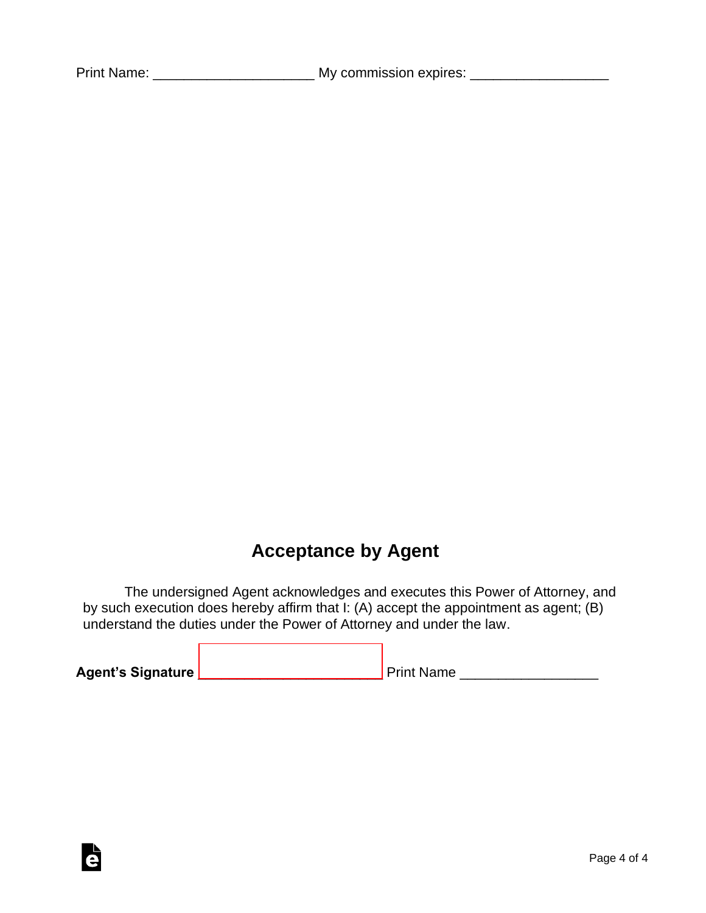Print Name: ____________________ My commission expires: _________________

## Acceptance by Agent

The undersigned Agent acknowledges and executes this Power of Attorney, and by such execution does hereby affirm that I: (A) accept the appointment as agent; (B) understand the duties under the Power of Attorney and under the law.

**Agent's Signature** ______________________ Print Name _________________